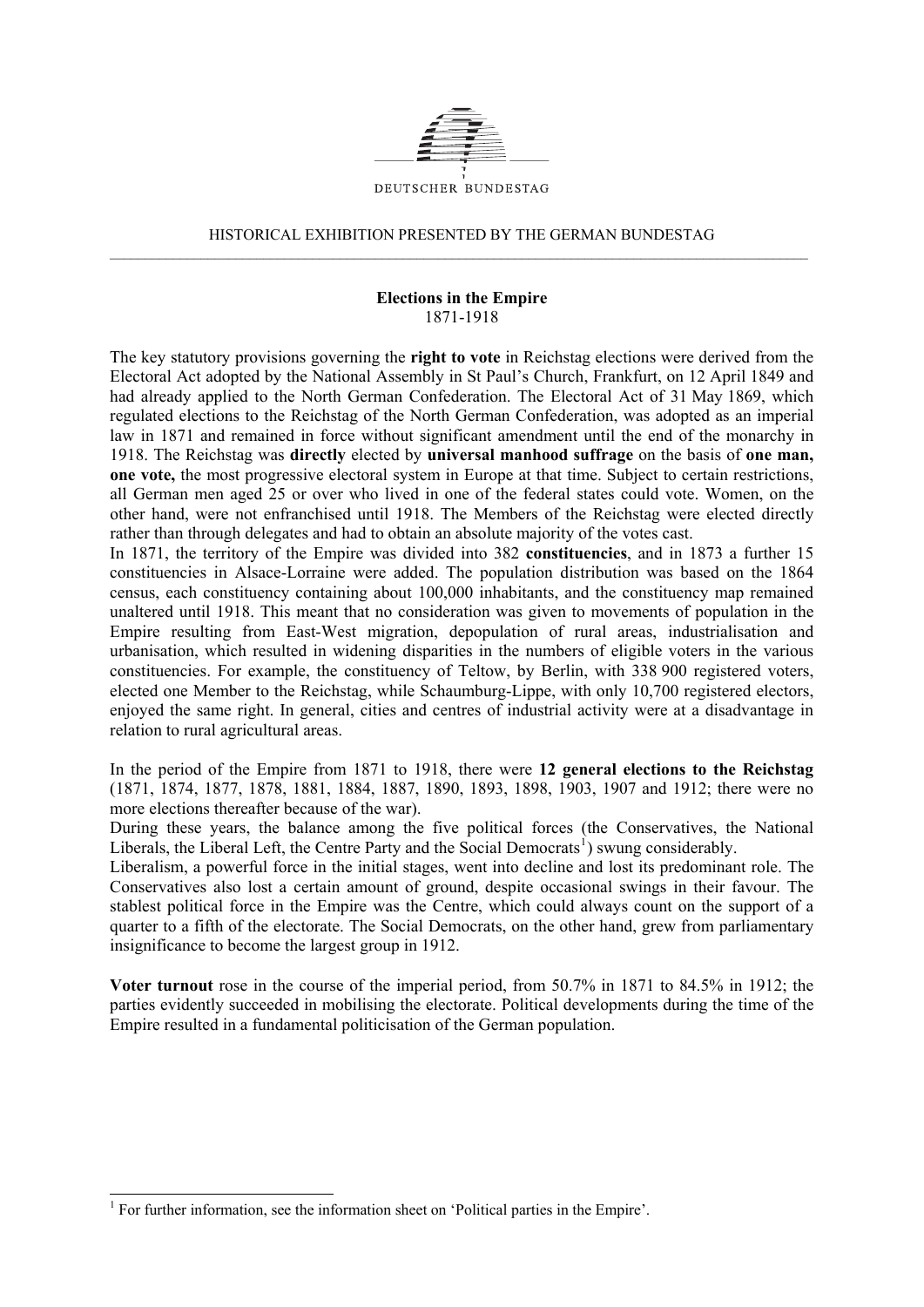DEUTSCHER BUNDESTAG

HISTORICAL EXHIBITION PRESENTED BY THE GERMAN BUNDESTAG

---

## Elections in the Empire

1871-1918

The key statutory provisions governing the **right to vote** in Reichstag elections were derived from the Electoral Act adopted by the National Assembly in St Paul's Church, Frankfurt, on 12 April 1849 and had already applied to the North German Confederation. The Electoral Act of 31 May 1869, which regulated elections to the Reichstag of the North German Confederation, was adopted as an imperial law in 1871 and remained in force without significant amendment until the end of the monarchy in 1918. The Reichstag was **directly** elected by **universal manhood suffrage** on the basis of **one man, one vote,** the most progressive electoral system in Europe at that time. Subject to certain restrictions, all German men aged 25 or over who lived in one of the federal states could vote. Women, on the other hand, were not enfranchised until 1918. The Members of the Reichstag were elected directly rather than through delegates and had to obtain an absolute majority of the votes cast.

In 1871, the territory of the Empire was divided into 382 **constituencies**, and in 1873 a further 15 constituencies in Alsace-Lorraine were added. The population distribution was based on the 1864 census, each constituency containing about 100,000 inhabitants, and the constituency map remained unaltered until 1918. This meant that no consideration was given to movements of population in the Empire resulting from East-West migration, depopulation of rural areas, industrialisation and urbanisation, which resulted in widening disparities in the numbers of eligible voters in the various constituencies. For example, the constituency of Teltow, by Berlin, with 338 900 registered voters, elected one Member to the Reichstag, while Schaumburg-Lippe, with only 10,700 registered electors, enjoyed the same right. In general, cities and centres of industrial activity were at a disadvantage in relation to rural agricultural areas.

In the period of the Empire from 1871 to 1918, there were **12 general elections to the Reichstag** (1871, 1874, 1877, 1878, 1881, 1884, 1887, 1890, 1893, 1898, 1903, 1907 and 1912; there were no more elections thereafter because of the war).

During these years, the balance among the five political forces (the Conservatives, the National Liberals, the Liberal Left, the Centre Party and the Social Democrats[1]) swung considerably.

Liberalism, a powerful force in the initial stages, went into decline and lost its predominant role. The Conservatives also lost a certain amount of ground, despite occasional swings in their favour. The stablest political force in the Empire was the Centre, which could always count on the support of a quarter to a fifth of the electorate. The Social Democrats, on the other hand, grew from parliamentary insignificance to become the largest group in 1912.

**Voter turnout** rose in the course of the imperial period, from 50.7% in 1871 to 84.5% in 1912; the parties evidently succeeded in mobilising the electorate. Political developments during the time of the Empire resulted in a fundamental politicisation of the German population.

---

[1] For further information, see the information sheet on 'Political parties in the Empire'.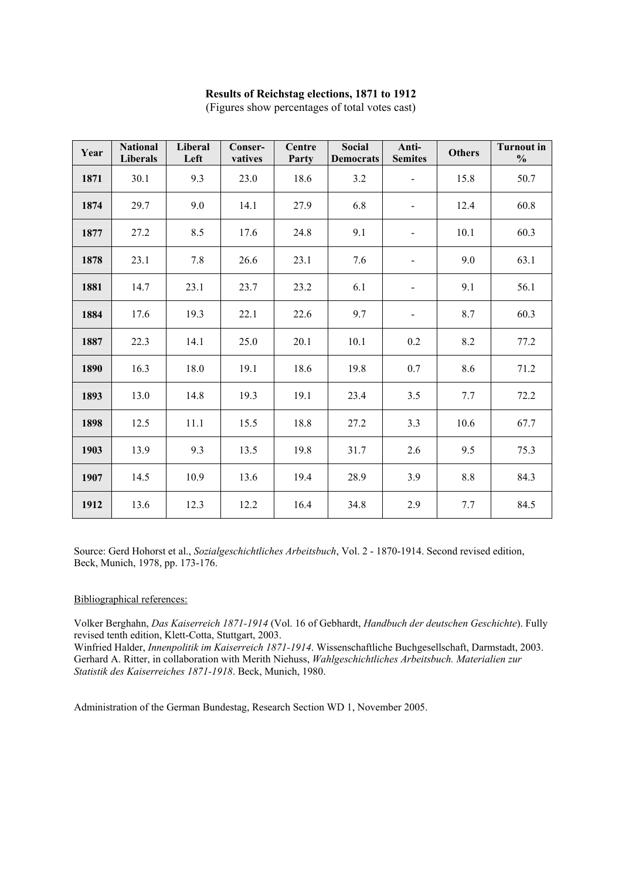**Results of Reichstag elections, 1871 to 1912**
(Figures show percentages of total votes cast)

| Year | National Liberals | Liberal Left | Conser-vatives | Centre Party | Social Democrats | Anti-Semites | Others | Turnout in % |
|---|---|---|---|---|---|---|---|---|
| **1871** | 30.1 | 9.3 | 23.0 | 18.6 | 3.2 | - | 15.8 | 50.7 |
| **1874** | 29.7 | 9.0 | 14.1 | 27.9 | 6.8 | - | 12.4 | 60.8 |
| **1877** | 27.2 | 8.5 | 17.6 | 24.8 | 9.1 | - | 10.1 | 60.3 |
| **1878** | 23.1 | 7.8 | 26.6 | 23.1 | 7.6 | - | 9.0 | 63.1 |
| **1881** | 14.7 | 23.1 | 23.7 | 23.2 | 6.1 | - | 9.1 | 56.1 |
| **1884** | 17.6 | 19.3 | 22.1 | 22.6 | 9.7 | - | 8.7 | 60.3 |
| **1887** | 22.3 | 14.1 | 25.0 | 20.1 | 10.1 | 0.2 | 8.2 | 77.2 |
| **1890** | 16.3 | 18.0 | 19.1 | 18.6 | 19.8 | 0.7 | 8.6 | 71.2 |
| **1893** | 13.0 | 14.8 | 19.3 | 19.1 | 23.4 | 3.5 | 7.7 | 72.2 |
| **1898** | 12.5 | 11.1 | 15.5 | 18.8 | 27.2 | 3.3 | 10.6 | 67.7 |
| **1903** | 13.9 | 9.3 | 13.5 | 19.8 | 31.7 | 2.6 | 9.5 | 75.3 |
| **1907** | 14.5 | 10.9 | 13.6 | 19.4 | 28.9 | 3.9 | 8.8 | 84.3 |
| **1912** | 13.6 | 12.3 | 12.2 | 16.4 | 34.8 | 2.9 | 7.7 | 84.5 |

Source: Gerd Hohorst et al., *Sozialgeschichtliches Arbeitsbuch*, Vol. 2 - 1870-1914. Second revised edition, Beck, Munich, 1978, pp. 173-176.

Bibliographical references:

Volker Berghahn, *Das Kaiserreich 1871-1914* (Vol. 16 of Gebhardt, *Handbuch der deutschen Geschichte*). Fully revised tenth edition, Klett-Cotta, Stuttgart, 2003.
Winfried Halder, *Innenpolitik im Kaiserreich 1871-1914*. Wissenschaftliche Buchgesellschaft, Darmstadt, 2003.
Gerhard A. Ritter, in collaboration with Merith Niehuss, *Wahlgeschichtliches Arbeitsbuch. Materialien zur Statistik des Kaiserreiches 1871-1918*. Beck, Munich, 1980.

Administration of the German Bundestag, Research Section WD 1, November 2005.